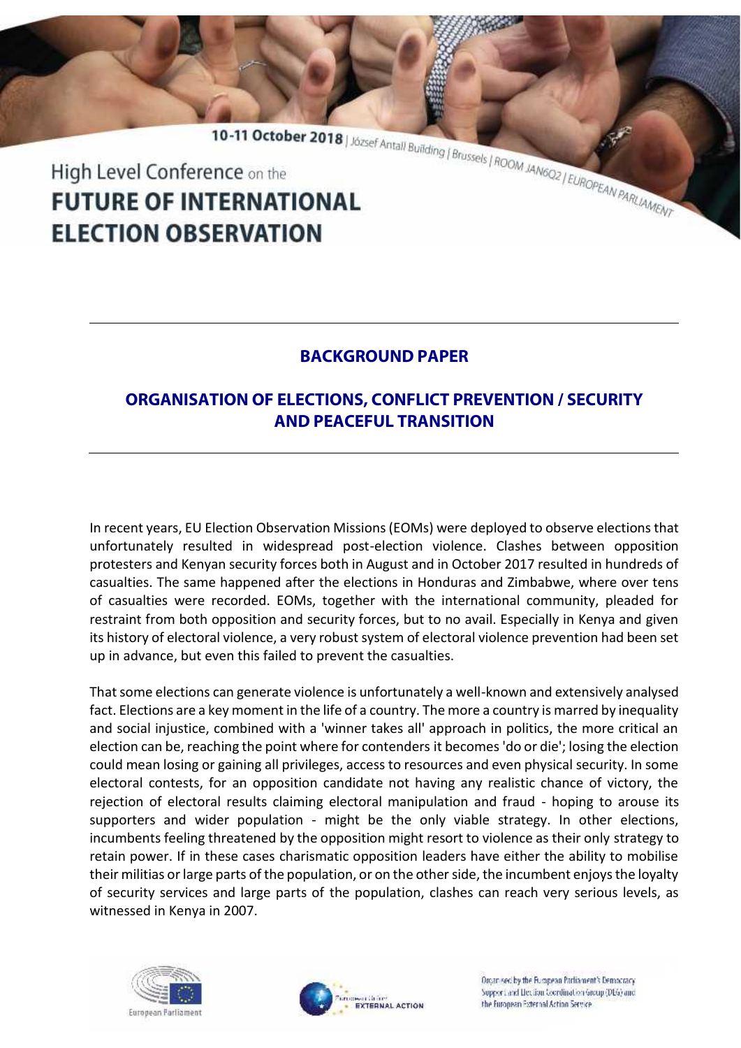10-11 October 2018 | József Antall Building | Brussels | ROOM JAN6Q2 | EUROPEAN PARLIAMENT

High Level Conference on the

# FUTURE OF INTERNATIONAL ELECTION OBSERVATION

---

## BACKGROUND PAPER

## ORGANISATION OF ELECTIONS, CONFLICT PREVENTION / SECURITY AND PEACEFUL TRANSITION

---

In recent years, EU Election Observation Missions (EOMs) were deployed to observe elections that unfortunately resulted in widespread post-election violence. Clashes between opposition protesters and Kenyan security forces both in August and in October 2017 resulted in hundreds of casualties. The same happened after the elections in Honduras and Zimbabwe, where over tens of casualties were recorded. EOMs, together with the international community, pleaded for restraint from both opposition and security forces, but to no avail. Especially in Kenya and given its history of electoral violence, a very robust system of electoral violence prevention had been set up in advance, but even this failed to prevent the casualties.

That some elections can generate violence is unfortunately a well-known and extensively analysed fact. Elections are a key moment in the life of a country. The more a country is marred by inequality and social injustice, combined with a 'winner takes all' approach in politics, the more critical an election can be, reaching the point where for contenders it becomes 'do or die'; losing the election could mean losing or gaining all privileges, access to resources and even physical security. In some electoral contests, for an opposition candidate not having any realistic chance of victory, the rejection of electoral results claiming electoral manipulation and fraud - hoping to arouse its supporters and wider population - might be the only viable strategy. In other elections, incumbents feeling threatened by the opposition might resort to violence as their only strategy to retain power. If in these cases charismatic opposition leaders have either the ability to mobilise their militias or large parts of the population, or on the other side, the incumbent enjoys the loyalty of security services and large parts of the population, clashes can reach very serious levels, as witnessed in Kenya in 2007.

European Parliament

European Union External Action

Organised by the European Parliament's Democracy Support and Election Coordination Group (DEG) and the European External Action Service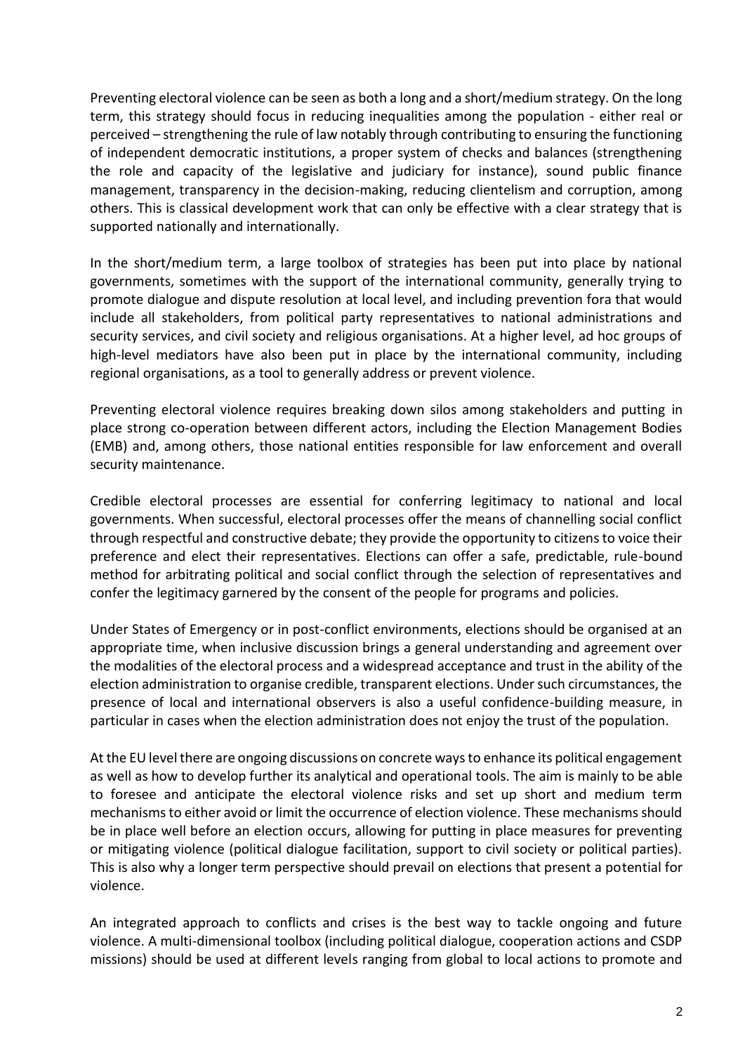Preventing electoral violence can be seen as both a long and a short/medium strategy. On the long term, this strategy should focus in reducing inequalities among the population - either real or perceived – strengthening the rule of law notably through contributing to ensuring the functioning of independent democratic institutions, a proper system of checks and balances (strengthening the role and capacity of the legislative and judiciary for instance), sound public finance management, transparency in the decision-making, reducing clientelism and corruption, among others. This is classical development work that can only be effective with a clear strategy that is supported nationally and internationally.

In the short/medium term, a large toolbox of strategies has been put into place by national governments, sometimes with the support of the international community, generally trying to promote dialogue and dispute resolution at local level, and including prevention fora that would include all stakeholders, from political party representatives to national administrations and security services, and civil society and religious organisations. At a higher level, ad hoc groups of high-level mediators have also been put in place by the international community, including regional organisations, as a tool to generally address or prevent violence.

Preventing electoral violence requires breaking down silos among stakeholders and putting in place strong co-operation between different actors, including the Election Management Bodies (EMB) and, among others, those national entities responsible for law enforcement and overall security maintenance.

Credible electoral processes are essential for conferring legitimacy to national and local governments. When successful, electoral processes offer the means of channelling social conflict through respectful and constructive debate; they provide the opportunity to citizens to voice their preference and elect their representatives. Elections can offer a safe, predictable, rule-bound method for arbitrating political and social conflict through the selection of representatives and confer the legitimacy garnered by the consent of the people for programs and policies.

Under States of Emergency or in post-conflict environments, elections should be organised at an appropriate time, when inclusive discussion brings a general understanding and agreement over the modalities of the electoral process and a widespread acceptance and trust in the ability of the election administration to organise credible, transparent elections. Under such circumstances, the presence of local and international observers is also a useful confidence-building measure, in particular in cases when the election administration does not enjoy the trust of the population.

At the EU level there are ongoing discussions on concrete ways to enhance its political engagement as well as how to develop further its analytical and operational tools. The aim is mainly to be able to foresee and anticipate the electoral violence risks and set up short and medium term mechanisms to either avoid or limit the occurrence of election violence. These mechanisms should be in place well before an election occurs, allowing for putting in place measures for preventing or mitigating violence (political dialogue facilitation, support to civil society or political parties). This is also why a longer term perspective should prevail on elections that present a potential for violence.

An integrated approach to conflicts and crises is the best way to tackle ongoing and future violence. A multi-dimensional toolbox (including political dialogue, cooperation actions and CSDP missions) should be used at different levels ranging from global to local actions to promote and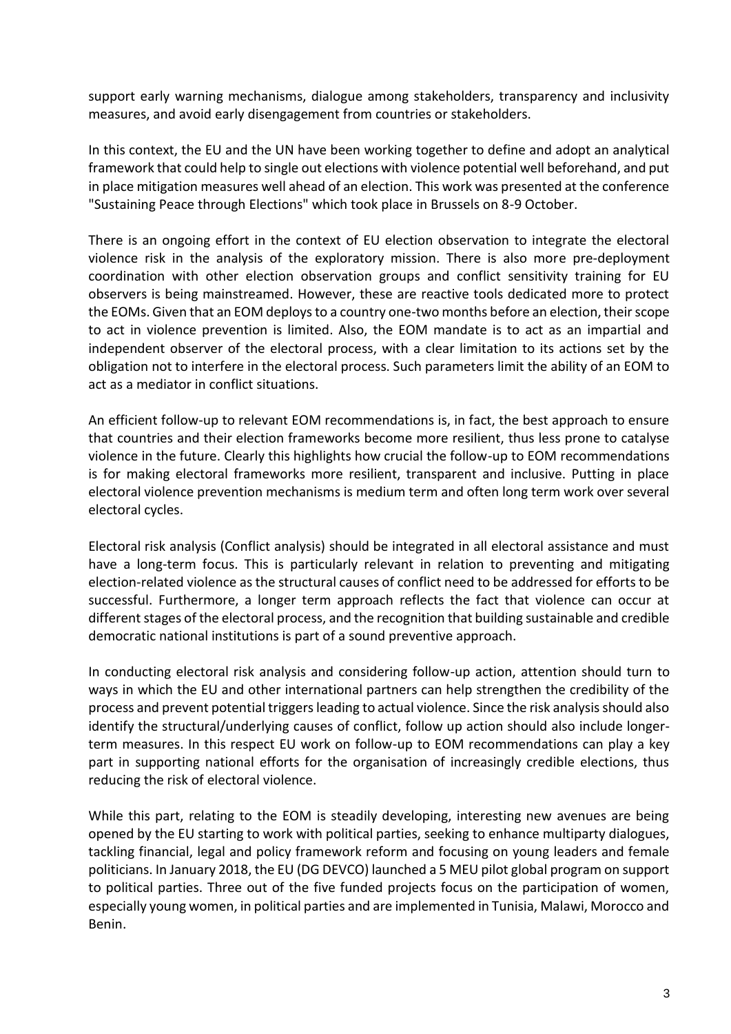support early warning mechanisms, dialogue among stakeholders, transparency and inclusivity measures, and avoid early disengagement from countries or stakeholders.

In this context, the EU and the UN have been working together to define and adopt an analytical framework that could help to single out elections with violence potential well beforehand, and put in place mitigation measures well ahead of an election. This work was presented at the conference "Sustaining Peace through Elections" which took place in Brussels on 8-9 October.

There is an ongoing effort in the context of EU election observation to integrate the electoral violence risk in the analysis of the exploratory mission. There is also more pre-deployment coordination with other election observation groups and conflict sensitivity training for EU observers is being mainstreamed. However, these are reactive tools dedicated more to protect the EOMs. Given that an EOM deploys to a country one-two months before an election, their scope to act in violence prevention is limited. Also, the EOM mandate is to act as an impartial and independent observer of the electoral process, with a clear limitation to its actions set by the obligation not to interfere in the electoral process. Such parameters limit the ability of an EOM to act as a mediator in conflict situations.

An efficient follow-up to relevant EOM recommendations is, in fact, the best approach to ensure that countries and their election frameworks become more resilient, thus less prone to catalyse violence in the future. Clearly this highlights how crucial the follow-up to EOM recommendations is for making electoral frameworks more resilient, transparent and inclusive. Putting in place electoral violence prevention mechanisms is medium term and often long term work over several electoral cycles.

Electoral risk analysis (Conflict analysis) should be integrated in all electoral assistance and must have a long-term focus. This is particularly relevant in relation to preventing and mitigating election-related violence as the structural causes of conflict need to be addressed for efforts to be successful. Furthermore, a longer term approach reflects the fact that violence can occur at different stages of the electoral process, and the recognition that building sustainable and credible democratic national institutions is part of a sound preventive approach.

In conducting electoral risk analysis and considering follow-up action, attention should turn to ways in which the EU and other international partners can help strengthen the credibility of the process and prevent potential triggers leading to actual violence. Since the risk analysis should also identify the structural/underlying causes of conflict, follow up action should also include longer-term measures. In this respect EU work on follow-up to EOM recommendations can play a key part in supporting national efforts for the organisation of increasingly credible elections, thus reducing the risk of electoral violence.

While this part, relating to the EOM is steadily developing, interesting new avenues are being opened by the EU starting to work with political parties, seeking to enhance multiparty dialogues, tackling financial, legal and policy framework reform and focusing on young leaders and female politicians. In January 2018, the EU (DG DEVCO) launched a 5 MEU pilot global program on support to political parties. Three out of the five funded projects focus on the participation of women, especially young women, in political parties and are implemented in Tunisia, Malawi, Morocco and Benin.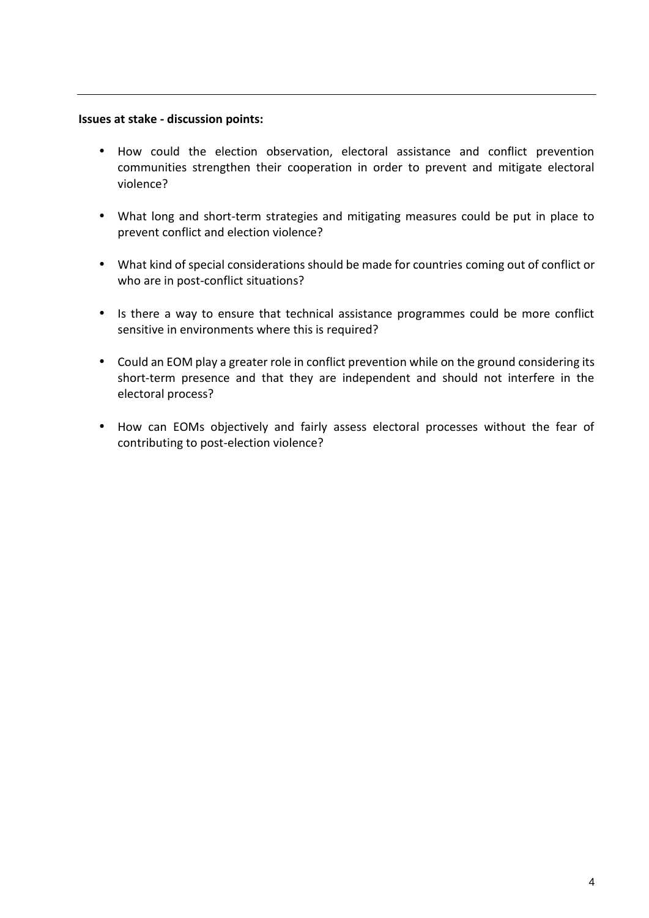**Issues at stake - discussion points:**

- How could the election observation, electoral assistance and conflict prevention communities strengthen their cooperation in order to prevent and mitigate electoral violence?

- What long and short-term strategies and mitigating measures could be put in place to prevent conflict and election violence?

- What kind of special considerations should be made for countries coming out of conflict or who are in post-conflict situations?

- Is there a way to ensure that technical assistance programmes could be more conflict sensitive in environments where this is required?

- Could an EOM play a greater role in conflict prevention while on the ground considering its short-term presence and that they are independent and should not interfere in the electoral process?

- How can EOMs objectively and fairly assess electoral processes without the fear of contributing to post-election violence?